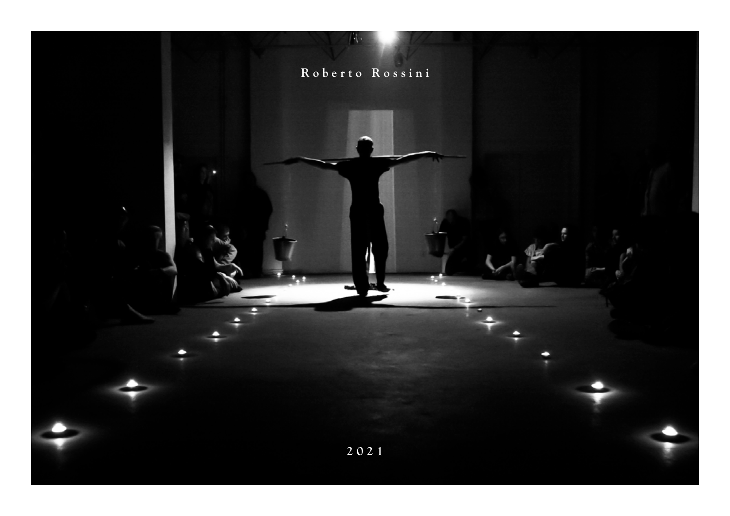# Roberto Rossini

2021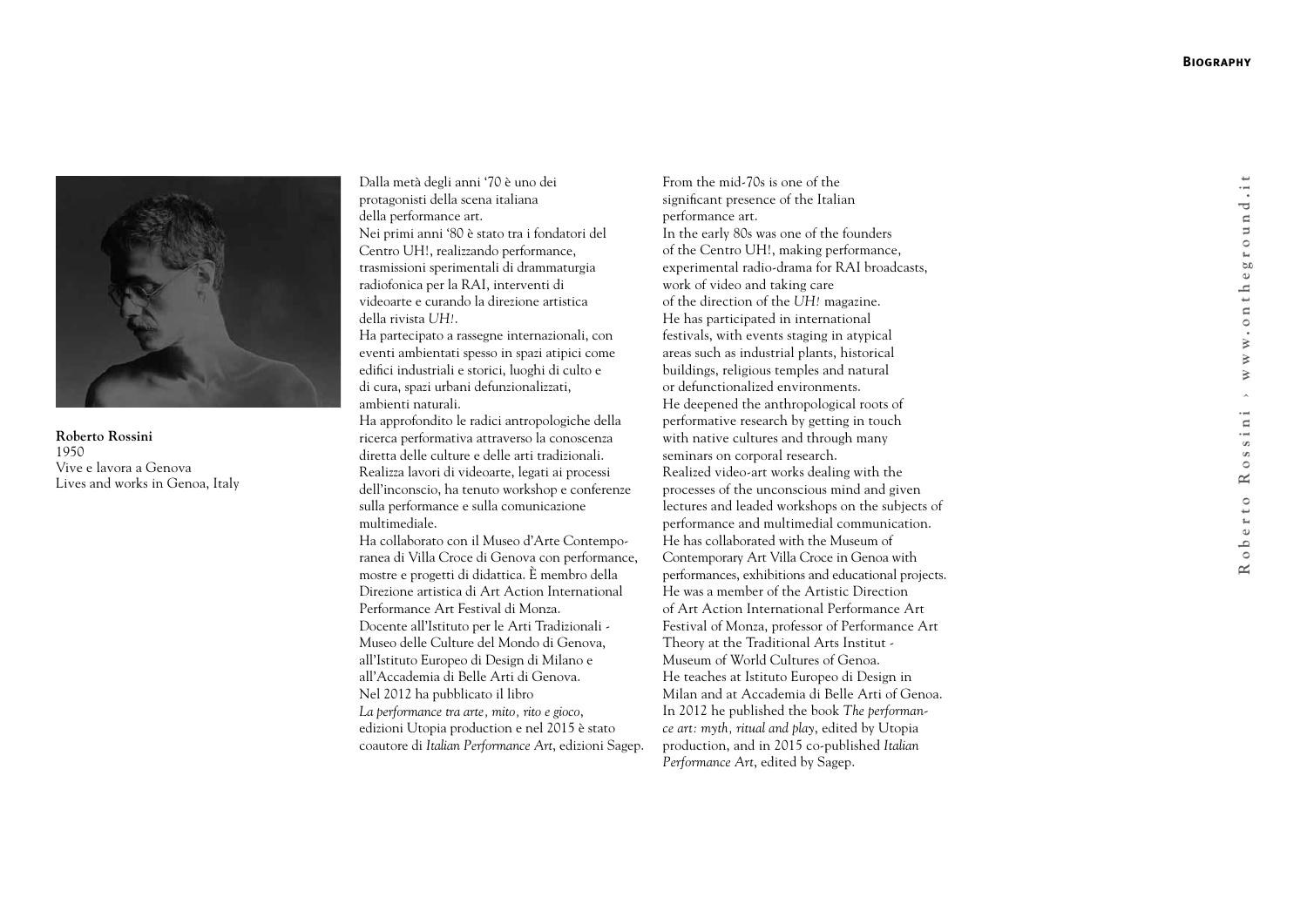**Roberto Rossini**
1950
Vive e lavora a Genova
Lives and works in Genoa, Italy

Dalla metà degli anni '70 è uno dei protagonisti della scena italiana della performance art.
Nei primi anni '80 è stato tra i fondatori del Centro UH!, realizzando performance, trasmissioni sperimentali di drammaturgia radiofonica per la RAI, interventi di videoarte e curando la direzione artistica della rivista *UH!*.
Ha partecipato a rassegne internazionali, con eventi ambientati spesso in spazi atipici come edifici industriali e storici, luoghi di culto e di cura, spazi urbani defunzionalizzati, ambienti naturali.
Ha approfondito le radici antropologiche della ricerca performativa attraverso la conoscenza diretta delle culture e delle arti tradizionali.
Realizza lavori di videoarte, legati ai processi dell'inconscio, ha tenuto workshop e conferenze sulla performance e sulla comunicazione multimediale.
Ha collaborato con il Museo d'Arte Contemporanea di Villa Croce di Genova con performance, mostre e progetti di didattica. È membro della Direzione artistica di Art Action International Performance Art Festival di Monza.
Docente all'Istituto per le Arti Tradizionali - Museo delle Culture del Mondo di Genova, all'Istituto Europeo di Design di Milano e all'Accademia di Belle Arti di Genova.
Nel 2012 ha pubblicato il libro *La performance tra arte, mito, rito e gioco*, edizioni Utopia production e nel 2015 è stato coautore di *Italian Performance Art*, edizioni Sagep.

From the mid-70s is one of the significant presence of the Italian performance art.
In the early 80s was one of the founders of the Centro UH!, making performance, experimental radio-drama for RAI broadcasts, work of video and taking care of the direction of the *UH!* magazine.
He has participated in international festivals, with events staging in atypical areas such as industrial plants, historical buildings, religious temples and natural or defunctionalized environments.
He deepened the anthropological roots of performative research by getting in touch with native cultures and through many seminars on corporal research.
Realized video-art works dealing with the processes of the unconscious mind and given lectures and leaded workshops on the subjects of performance and multimedial communication.
He has collaborated with the Museum of Contemporary Art Villa Croce in Genoa with performances, exhibitions and educational projects.
He was a member of the Artistic Direction of Art Action International Performance Art Festival of Monza, professor of Performance Art Theory at the Traditional Arts Institut - Museum of World Cultures of Genoa.
He teaches at Istituto Europeo di Design in Milan and at Accademia di Belle Arti of Genoa.
In 2012 he published the book *The performance art: myth, ritual and play*, edited by Utopia production, and in 2015 co-published *Italian Performance Art*, edited by Sagep.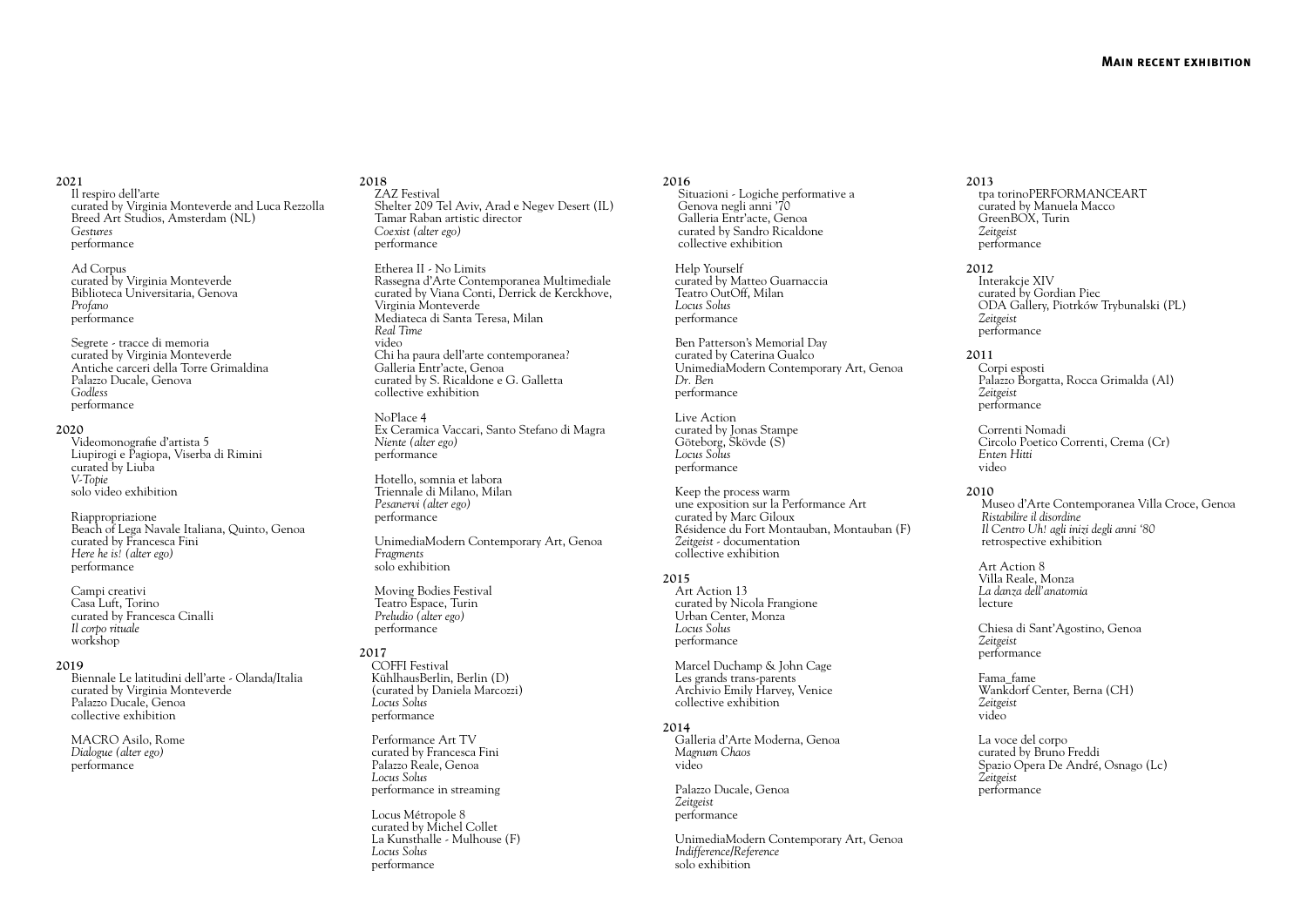## Main recent exhibition

**2021**

Il respiro dell'arte
curated by Virginia Monteverde and Luca Rezzolla
Breed Art Studios, Amsterdam (NL)
*Gestures*
performance

Ad Corpus
curated by Virginia Monteverde
Biblioteca Universitaria, Genova
*Profano*
performance

Segrete - tracce di memoria
curated by Virginia Monteverde
Antiche carceri della Torre Grimaldina
Palazzo Ducale, Genova
*Godless*
performance

**2020**

Videomonografie d'artista 5
Liupirogi e Pagiopa, Viserba di Rimini
curated by Liuba
*V-Topie*
solo video exhibition

Riappropriazione
Beach of Lega Navale Italiana, Quinto, Genoa
curated by Francesca Fini
*Here he is! (alter ego)*
performance

Campi creativi
Casa Luft, Torino
curated by Francesca Cinalli
*Il corpo rituale*
workshop

**2019**

Biennale Le latitudini dell'arte - Olanda/Italia
curated by Virginia Monteverde
Palazzo Ducale, Genoa
collective exhibition

MACRO Asilo, Rome
*Dialogue (alter ego)*
performance

**2018**

ZAZ Festival
Shelter 209 Tel Aviv, Arad e Negev Desert (IL)
Tamar Raban artistic director
*Coexist (alter ego)*
performance

Etherea II - No Limits
Rassegna d'Arte Contemporanea Multimediale
curated by Viana Conti, Derrick de Kerckhove, Virginia Monteverde
Mediateca di Santa Teresa, Milan
*Real Time*
video

Chi ha paura dell'arte contemporanea?
Galleria Entr'acte, Genoa
curated by S. Ricaldone e G. Galletta
collective exhibition

NoPlace 4
Ex Ceramica Vaccari, Santo Stefano di Magra
*Niente (alter ego)*
performance

Hotello, somnia et labora
Triennale di Milano, Milan
*Pesanervi (alter ego)*
performance

UnimediaModern Contemporary Art, Genoa
*Fragments*
solo exhibition

Moving Bodies Festival
Teatro Espace, Turin
*Preludio (alter ego)*
performance

**2017**

COFFI Festival
KühlhausBerlin, Berlin (D)
(curated by Daniela Marcozzi)
*Locus Solus*
performance

Performance Art TV
curated by Francesca Fini
Palazzo Reale, Genoa
*Locus Solus*
performance in streaming

Locus Métropole 8
curated by Michel Collet
La Kunsthalle - Mulhouse (F)
*Locus Solus*
performance

**2016**

Situazioni - Logiche performative a Genova negli anni '70
Galleria Entr'acte, Genoa
curated by Sandro Ricaldone
collective exhibition

Help Yourself
curated by Matteo Guarnaccia
Teatro OutOff, Milan
*Locus Solus*
performance

Ben Patterson's Memorial Day
curated by Caterina Gualco
UnimediaModern Contemporary Art, Genoa
*Dr. Ben*
performance

Live Action
curated by Jonas Stampe
Göteborg, Skövde (S)
*Locus Solus*
performance

Keep the process warm
une exposition sur la Performance Art
curated by Marc Giloux
Résidence du Fort Montauban, Montauban (F)
*Zeitgeist* - documentation
collective exhibition

**2015**

Art Action 13
curated by Nicola Frangione
Urban Center, Monza
*Locus Solus*
performance

Marcel Duchamp & John Cage
Les grands trans-parents
Archivio Emily Harvey, Venice
collective exhibition

**2014**

Galleria d'Arte Moderna, Genoa
*Magnum Chaos*
video

Palazzo Ducale, Genoa
*Zeitgeist*
performance

UnimediaModern Contemporary Art, Genoa
*Indifference/Reference*
solo exhibition

**2013**

tpa torinoPERFORMANCEART
curated by Manuela Macco
GreenBOX, Turin
*Zeitgeist*
performance

**2012**

Interakcje XIV
curated by Gordian Piec
ODA Gallery, Piotrków Trybunalski (PL)
*Zeitgeist*
performance

**2011**

Corpi esposti
Palazzo Borgatta, Rocca Grimalda (Al)
*Zeitgeist*
performance

Correnti Nomadi
Circolo Poetico Correnti, Crema (Cr)
*Enten Hitti*
video

**2010**

Museo d'Arte Contemporanea Villa Croce, Genoa
*Ristabilire il disordine*
*Il Centro Uh! agli inizi degli anni '80*
retrospective exhibition

Art Action 8
Villa Reale, Monza
*La danza dell'anatomia*
lecture

Chiesa di Sant'Agostino, Genoa
*Zeitgeist*
performance

Fama_fame
Wankdorf Center, Berna (CH)
*Zeitgeist*
video

La voce del corpo
curated by Bruno Freddi
Spazio Opera De André, Osnago (Lc)
*Zeitgeist*
performance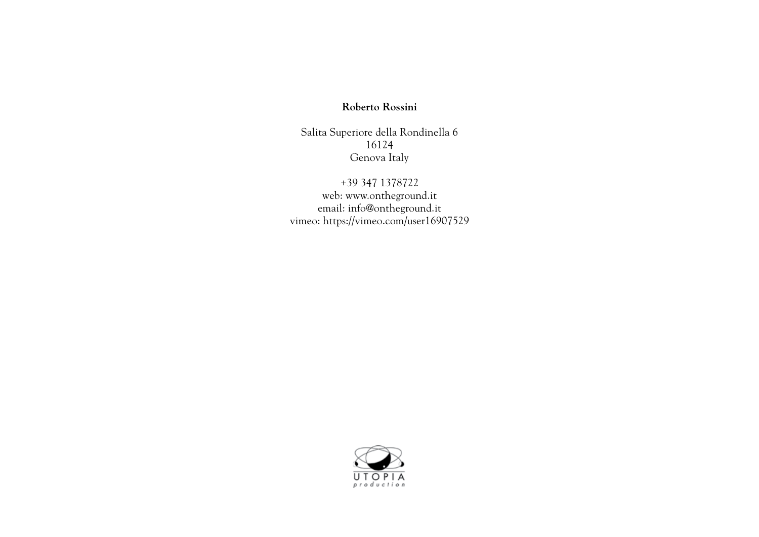**Roberto Rossini**

Salita Superiore della Rondinella 6
16124
Genova Italy

+39 347 1378722
web: www.ontheground.it
email: info@ontheground.it
vimeo: https://vimeo.com/user16907529

UTOPIA
production